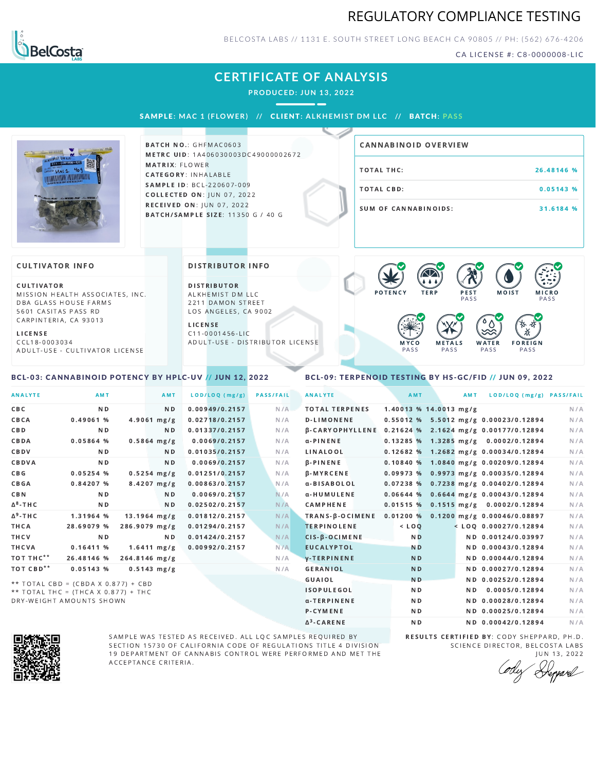# REGULATORY COMPLIANCE TESTING

BELCOSTA LABS // 1131 E. SOUTH STREET LONG BEACH CA 90805 // PH: (562) 676-4206

CA LICENSE #: C8-0000008-LIC

## CERTIFICATE OF ANALYSIS

**PRODUCED: JUN 13, 2022**

**SAMPLE:** MAC 1 (FLOWER) // **CLIENT:** ALKHEMIST DM LLC // **BATCH:** PASS

**BATCH NO.:** GHFMAC0603
**METRC UID:** 1A406030003DC49000002672
**MATRIX:** FLOWER
**CATEGORY:** INHALABLE
**SAMPLE ID:** BCL-220607-009
**COLLECTED ON:** JUN 07, 2022
**RECEIVED ON:** JUN 07, 2022
**BATCH/SAMPLE SIZE:** 11350 G / 40 G

### CANNABINOID OVERVIEW

| | |
|---|---|
| TOTAL THC: | 26.48146 % |
| TOTAL CBD: | 0.05143 % |
| SUM OF CANNABINOIDS: | 31.6184 % |

### CULTIVATOR INFO

**CULTIVATOR**
MISSION HEALTH ASSOCIATES, INC.
DBA GLASS HOUSE FARMS
5601 CASITAS PASS RD
CARPINTERIA, CA 93013

**LICENSE**
CCL18-0003034
ADULT-USE - CULTIVATOR LICENSE

### DISTRIBUTOR INFO

**DISTRIBUTOR**
ALKHEMIST DM LLC
2211 DAMON STREET
LOS ANGELES, CA 9002

**LICENSE**
C11-0001456-LIC
ADULT-USE - DISTRIBUTOR LICENSE

POTENCY | TERP | PEST PASS | MOIST | MICRO PASS | MYCO PASS | METALS PASS | WATER PASS | FOREIGN PASS

### BCL-03: CANNABINOID POTENCY BY HPLC-UV // JUN 12, 2022

| ANALYTE | AMT | AMT | LOD/LOQ (mg/g) | PASS/FAIL |
|---|---|---|---|---|
| CBC | ND | ND | 0.00949/0.2157 | N/A |
| CBCA | 0.49061 % | 4.9061 mg/g | 0.02718/0.2157 | N/A |
| CBD | ND | ND | 0.01337/0.2157 | N/A |
| CBDA | 0.05864 % | 0.5864 mg/g | 0.0069/0.2157 | N/A |
| CBDV | ND | ND | 0.01035/0.2157 | N/A |
| CBDVA | ND | ND | 0.0069/0.2157 | N/A |
| CBG | 0.05254 % | 0.5254 mg/g | 0.01251/0.2157 | N/A |
| CBGA | 0.84207 % | 8.4207 mg/g | 0.00863/0.2157 | N/A |
| CBN | ND | ND | 0.0069/0.2157 | N/A |
| $\Delta^8$-THC | ND | ND | 0.02502/0.2157 | N/A |
| $\Delta^9$-THC | 1.31964 % | 13.1964 mg/g | 0.01812/0.2157 | N/A |
| THCA | 28.69079 % | 286.9079 mg/g | 0.01294/0.2157 | N/A |
| THCV | ND | ND | 0.01424/0.2157 | N/A |
| THCVA | 0.16411 % | 1.6411 mg/g | 0.00992/0.2157 | N/A |
| TOT THC** | 26.48146 % | 264.8146 mg/g | | N/A |
| TOT CBD** | 0.05143 % | 0.5143 mg/g | | N/A |

** TOTAL CBD = (CBDA X 0.877) + CBD
** TOTAL THC = (THCA X 0.877) + THC
DRY-WEIGHT AMOUNTS SHOWN

### BCL-09: TERPENOID TESTING BY HS-GC/FID // JUN 09, 2022

| ANALYTE | AMT | AMT | LOD/LOQ (mg/g) | PASS/FAIL |
|---|---|---|---|---|
| TOTAL TERPENES | 1.40013 % | 14.0013 mg/g | | N/A |
| D-LIMONENE | 0.55012 % | 5.5012 mg/g | 0.00023/0.12894 | N/A |
| β-CARYOPHYLLENE | 0.21624 % | 2.1624 mg/g | 0.00177/0.12894 | N/A |
| α-PINENE | 0.13285 % | 1.3285 mg/g | 0.0002/0.12894 | N/A |
| LINALOOL | 0.12682 % | 1.2682 mg/g | 0.00034/0.12894 | N/A |
| β-PINENE | 0.10840 % | 1.0840 mg/g | 0.00209/0.12894 | N/A |
| β-MYRCENE | 0.09973 % | 0.9973 mg/g | 0.00035/0.12894 | N/A |
| α-BISABOLOL | 0.07238 % | 0.7238 mg/g | 0.00402/0.12894 | N/A |
| α-HUMULENE | 0.06644 % | 0.6644 mg/g | 0.00043/0.12894 | N/A |
| CAMPHENE | 0.01515 % | 0.1515 mg/g | 0.0002/0.12894 | N/A |
| TRANS-β-OCIMENE | 0.01200 % | 0.1200 mg/g | 0.00046/0.08897 | N/A |
| TERPINOLENE | < LOQ | < LOQ | 0.00027/0.12894 | N/A |
| CIS-β-OCIMENE | ND | ND | 0.00124/0.03997 | N/A |
| EUCALYPTOL | ND | ND | 0.00043/0.12894 | N/A |
| γ-TERPINENE | ND | ND | 0.00044/0.12894 | N/A |
| GERANIOL | ND | ND | 0.00027/0.12894 | N/A |
| GUAIOL | ND | ND | 0.00252/0.12894 | N/A |
| ISOPULEGOL | ND | ND | 0.0005/0.12894 | N/A |
| α-TERPINENE | ND | ND | 0.00028/0.12894 | N/A |
| P-CYMENE | ND | ND | 0.00025/0.12894 | N/A |
| $\Delta^3$-CARENE | ND | ND | 0.00042/0.12894 | N/A |

SAMPLE WAS TESTED AS RECEIVED. ALL LQC SAMPLES REQUIRED BY SECTION 15730 OF CALIFORNIA CODE OF REGULATIONS TITLE 4 DIVISION 19 DEPARTMENT OF CANNABIS CONTROL WERE PERFORMED AND MET THE ACCEPTANCE CRITERIA.

**RESULTS CERTIFIED BY:** CODY SHEPPARD, PH.D.
SCIENCE DIRECTOR, BELCOSTA LABS
JUN 13, 2022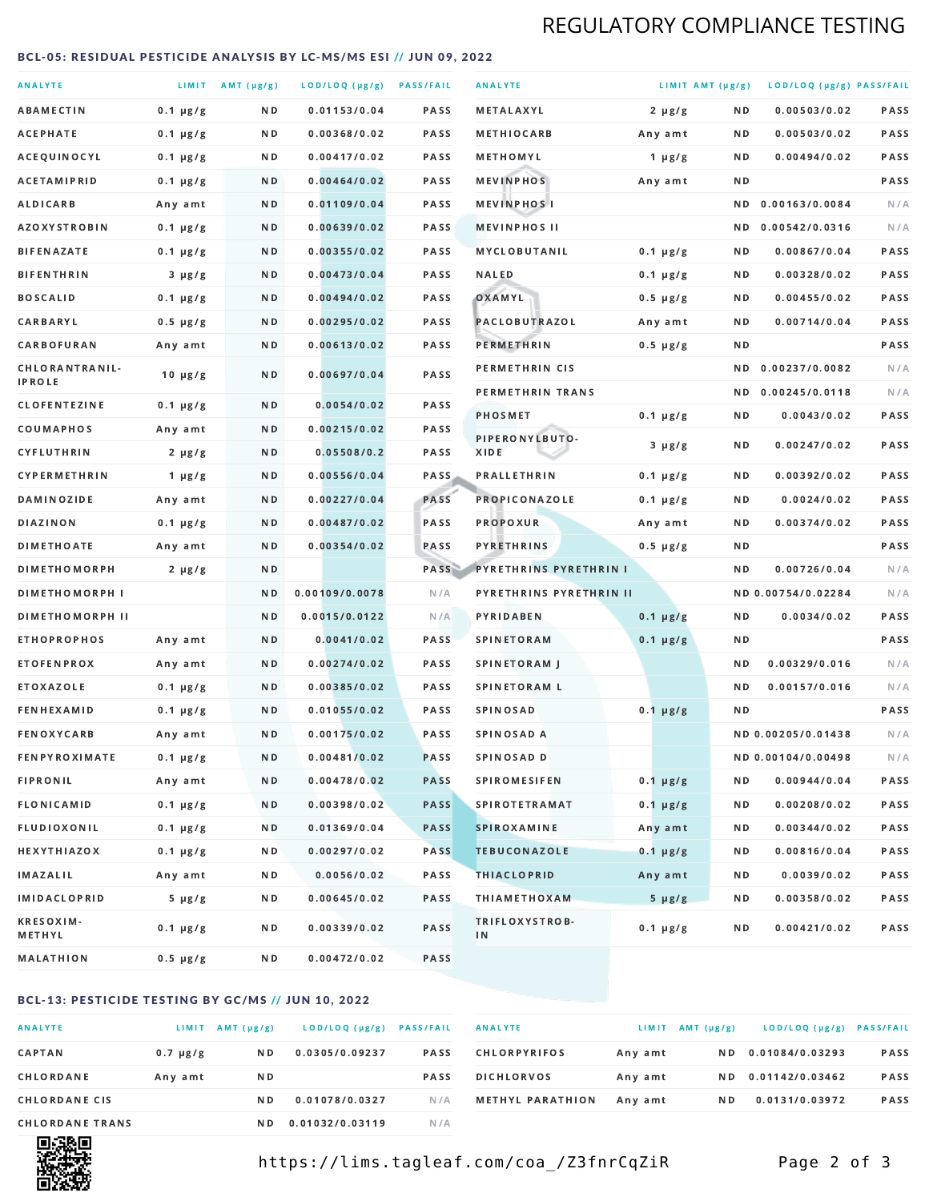REGULATORY COMPLIANCE TESTING

### BCL-05: RESIDUAL PESTICIDE ANALYSIS BY LC-MS/MS ESI // JUN 09, 2022

| ANALYTE | LIMIT | AMT (μg/g) | LOD/LOQ (μg/g) | PASS/FAIL |
|---|---|---|---|---|
| ABAMECTIN | 0.1 μg/g | ND | 0.01153/0.04 | PASS |
| ACEPHATE | 0.1 μg/g | ND | 0.00368/0.02 | PASS |
| ACEQUINOCYL | 0.1 μg/g | ND | 0.00417/0.02 | PASS |
| ACETAMIPRID | 0.1 μg/g | ND | 0.00464/0.02 | PASS |
| ALDICARB | Any amt | ND | 0.01109/0.04 | PASS |
| AZOXYSTROBIN | 0.1 μg/g | ND | 0.00639/0.02 | PASS |
| BIFENAZATE | 0.1 μg/g | ND | 0.00355/0.02 | PASS |
| BIFENTHRIN | 3 μg/g | ND | 0.00473/0.04 | PASS |
| BOSCALID | 0.1 μg/g | ND | 0.00494/0.02 | PASS |
| CARBARYL | 0.5 μg/g | ND | 0.00295/0.02 | PASS |
| CARBOFURAN | Any amt | ND | 0.00613/0.02 | PASS |
| CHLORANTRANILIPROLE | 10 μg/g | ND | 0.00697/0.04 | PASS |
| CLOFENTEZINE | 0.1 μg/g | ND | 0.0054/0.02 | PASS |
| COUMAPHOS | Any amt | ND | 0.00215/0.02 | PASS |
| CYFLUTHRIN | 2 μg/g | ND | 0.05508/0.2 | PASS |
| CYPERMETHRIN | 1 μg/g | ND | 0.00556/0.04 | PASS |
| DAMINOZIDE | Any amt | ND | 0.00227/0.04 | PASS |
| DIAZINON | 0.1 μg/g | ND | 0.00487/0.02 | PASS |
| DIMETHOATE | Any amt | ND | 0.00354/0.02 | PASS |
| DIMETHOMORPH | 2 μg/g | ND | | PASS |
| DIMETHOMORPH I | | ND | 0.00109/0.0078 | N/A |
| DIMETHOMORPH II | | ND | 0.0015/0.0122 | N/A |
| ETHOPROPHOS | Any amt | ND | 0.0041/0.02 | PASS |
| ETOFENPROX | Any amt | ND | 0.00274/0.02 | PASS |
| ETOXAZOLE | 0.1 μg/g | ND | 0.00385/0.02 | PASS |
| FENHEXAMID | 0.1 μg/g | ND | 0.01055/0.02 | PASS |
| FENOXYCARB | Any amt | ND | 0.00175/0.02 | PASS |
| FENPYROXIMATE | 0.1 μg/g | ND | 0.00481/0.02 | PASS |
| FIPRONIL | Any amt | ND | 0.00478/0.02 | PASS |
| FLONICAMID | 0.1 μg/g | ND | 0.00398/0.02 | PASS |
| FLUDIOXONIL | 0.1 μg/g | ND | 0.01369/0.04 | PASS |
| HEXYTHIAZOX | 0.1 μg/g | ND | 0.00297/0.02 | PASS |
| IMAZALIL | Any amt | ND | 0.0056/0.02 | PASS |
| IMIDACLOPRID | 5 μg/g | ND | 0.00645/0.02 | PASS |
| KRESOXIM-METHYL | 0.1 μg/g | ND | 0.00339/0.02 | PASS |
| MALATHION | 0.5 μg/g | ND | 0.00472/0.02 | PASS |
| METALAXYL | 2 μg/g | ND | 0.00503/0.02 | PASS |
| METHIOCARB | Any amt | ND | 0.00503/0.02 | PASS |
| METHOMYL | 1 μg/g | ND | 0.00494/0.02 | PASS |
| MEVINPHOS | Any amt | ND | | PASS |
| MEVINPHOS I | | ND | 0.00163/0.0084 | N/A |
| MEVINPHOS II | | ND | 0.00542/0.0316 | N/A |
| MYCLOBUTANIL | 0.1 μg/g | ND | 0.00867/0.04 | PASS |
| NALED | 0.1 μg/g | ND | 0.00328/0.02 | PASS |
| OXAMYL | 0.5 μg/g | ND | 0.00455/0.02 | PASS |
| PACLOBUTRAZOL | Any amt | ND | 0.00714/0.04 | PASS |
| PERMETHRIN | 0.5 μg/g | ND | | PASS |
| PERMETHRIN CIS | | ND | 0.00237/0.0082 | N/A |
| PERMETHRIN TRANS | | ND | 0.00245/0.0118 | N/A |
| PHOSMET | 0.1 μg/g | ND | 0.0043/0.02 | PASS |
| PIPERONYLBUTOXIDE | 3 μg/g | ND | 0.00247/0.02 | PASS |
| PRALLETHRIN | 0.1 μg/g | ND | 0.00392/0.02 | PASS |
| PROPICONAZOLE | 0.1 μg/g | ND | 0.0024/0.02 | PASS |
| PROPOXUR | Any amt | ND | 0.00374/0.02 | PASS |
| PYRETHRINS | 0.5 μg/g | ND | | PASS |
| PYRETHRINS PYRETHRIN I | | ND | 0.00726/0.04 | N/A |
| PYRETHRINS PYRETHRIN II | | ND | 0.00754/0.02284 | N/A |
| PYRIDABEN | 0.1 μg/g | ND | 0.0034/0.02 | PASS |
| SPINETORAM | 0.1 μg/g | ND | | PASS |
| SPINETORAM J | | ND | 0.00329/0.016 | N/A |
| SPINETORAM L | | ND | 0.00157/0.016 | N/A |
| SPINOSAD | 0.1 μg/g | ND | | PASS |
| SPINOSAD A | | ND | 0.00205/0.01438 | N/A |
| SPINOSAD D | | ND | 0.00104/0.00498 | N/A |
| SPIROMESIFEN | 0.1 μg/g | ND | 0.00944/0.04 | PASS |
| SPIROTETRAMAT | 0.1 μg/g | ND | 0.00208/0.02 | PASS |
| SPIROXAMINE | Any amt | ND | 0.00344/0.02 | PASS |
| TEBUCONAZOLE | 0.1 μg/g | ND | 0.00816/0.04 | PASS |
| THIACLOPRID | Any amt | ND | 0.0039/0.02 | PASS |
| THIAMETHOXAM | 5 μg/g | ND | 0.00358/0.02 | PASS |
| TRIFLOXYSTROBIN | 0.1 μg/g | ND | 0.00421/0.02 | PASS |

### BCL-13: PESTICIDE TESTING BY GC/MS // JUN 10, 2022

| ANALYTE | LIMIT | AMT (μg/g) | LOD/LOQ (μg/g) | PASS/FAIL |
|---|---|---|---|---|
| CAPTAN | 0.7 μg/g | ND | 0.0305/0.09237 | PASS |
| CHLORDANE | Any amt | ND | | PASS |
| CHLORDANE CIS | | ND | 0.01078/0.0327 | N/A |
| CHLORDANE TRANS | | ND | 0.01032/0.03119 | N/A |
| CHLORPYRIFOS | Any amt | ND | 0.01084/0.03293 | PASS |
| DICHLORVOS | Any amt | ND | 0.01142/0.03462 | PASS |
| METHYL PARATHION | Any amt | ND | 0.0131/0.03972 | PASS |

https://lims.tagleaf.com/coa_/Z3fnrCqZiR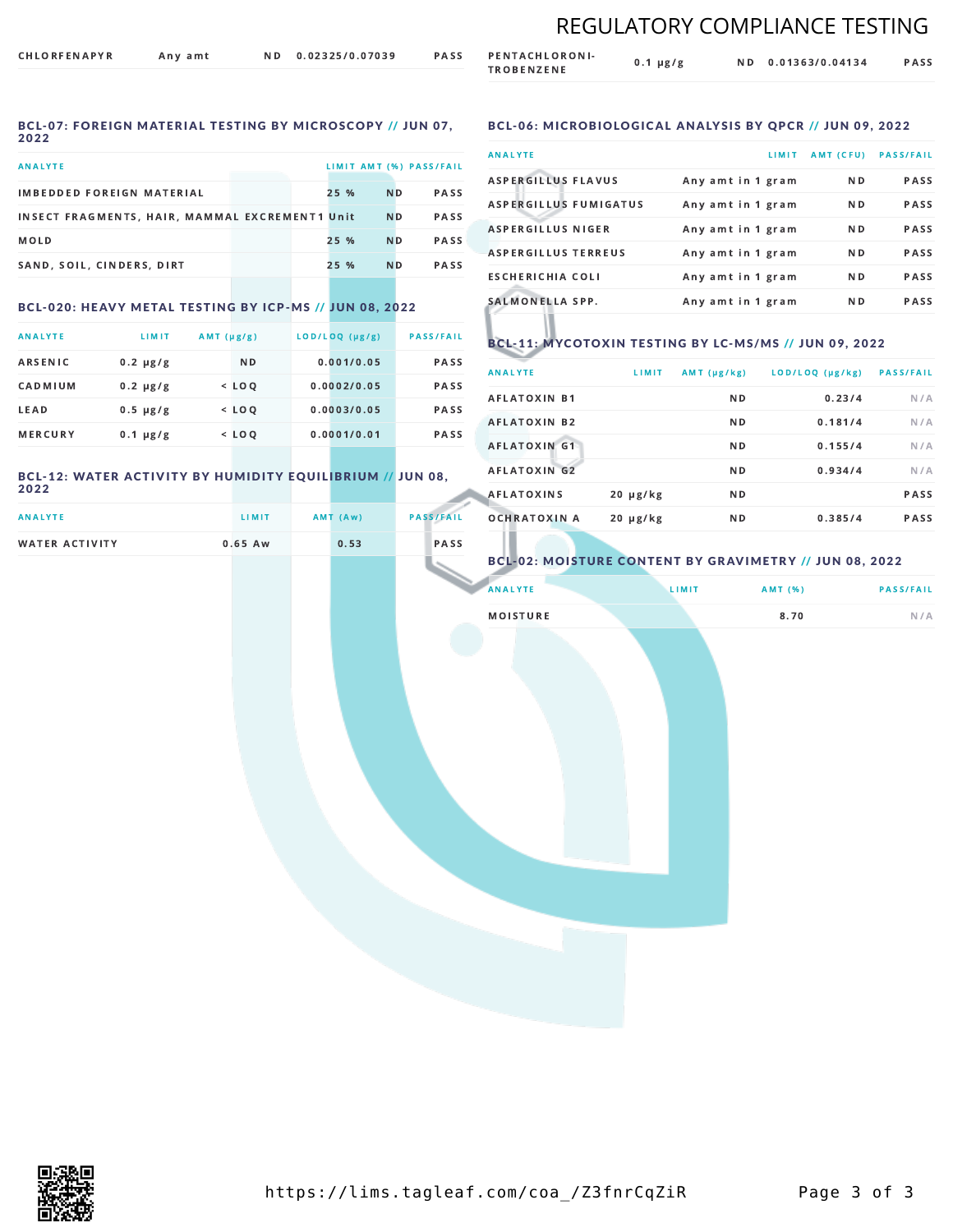# REGULATORY COMPLIANCE TESTING

| | | | | |
|---|---|---|---|---|
| CHLORFENAPYR | Any amt | ND | 0.02325/0.07039 | PASS |
| PENTACHLORONITROBENZENE | 0.1 µg/g | ND | 0.01363/0.04134 | PASS |

## BCL-07: FOREIGN MATERIAL TESTING BY MICROSCOPY // JUN 07, 2022

| ANALYTE | LIMIT | AMT (%) | PASS/FAIL |
|---|---|---|---|
| IMBEDDED FOREIGN MATERIAL | 25 % | ND | PASS |
| INSECT FRAGMENTS, HAIR, MAMMAL EXCREMENT | 1 Unit | ND | PASS |
| MOLD | 25 % | ND | PASS |
| SAND, SOIL, CINDERS, DIRT | 25 % | ND | PASS |

## BCL-020: HEAVY METAL TESTING BY ICP-MS // JUN 08, 2022

| ANALYTE | LIMIT | AMT (µg/g) | LOD/LOQ (µg/g) | PASS/FAIL |
|---|---|---|---|---|
| ARSENIC | 0.2 µg/g | ND | 0.001/0.05 | PASS |
| CADMIUM | 0.2 µg/g | < LOQ | 0.0002/0.05 | PASS |
| LEAD | 0.5 µg/g | < LOQ | 0.0003/0.05 | PASS |
| MERCURY | 0.1 µg/g | < LOQ | 0.0001/0.01 | PASS |

## BCL-12: WATER ACTIVITY BY HUMIDITY EQUILIBRIUM // JUN 08, 2022

| ANALYTE | LIMIT | AMT (Aw) | PASS/FAIL |
|---|---|---|---|
| WATER ACTIVITY | 0.65 Aw | 0.53 | PASS |

## BCL-06: MICROBIOLOGICAL ANALYSIS BY QPCR // JUN 09, 2022

| ANALYTE | LIMIT | AMT (CFU) | PASS/FAIL |
|---|---|---|---|
| ASPERGILLUS FLAVUS | Any amt in 1 gram | ND | PASS |
| ASPERGILLUS FUMIGATUS | Any amt in 1 gram | ND | PASS |
| ASPERGILLUS NIGER | Any amt in 1 gram | ND | PASS |
| ASPERGILLUS TERREUS | Any amt in 1 gram | ND | PASS |
| ESCHERICHIA COLI | Any amt in 1 gram | ND | PASS |
| SALMONELLA SPP. | Any amt in 1 gram | ND | PASS |

## BCL-11: MYCOTOXIN TESTING BY LC-MS/MS // JUN 09, 2022

| ANALYTE | LIMIT | AMT (µg/kg) | LOD/LOQ (µg/kg) | PASS/FAIL |
|---|---|---|---|---|
| AFLATOXIN B1 | | ND | 0.23/4 | N/A |
| AFLATOXIN B2 | | ND | 0.181/4 | N/A |
| AFLATOXIN G1 | | ND | 0.155/4 | N/A |
| AFLATOXIN G2 | | ND | 0.934/4 | N/A |
| AFLATOXINS | 20 µg/kg | ND | | PASS |
| OCHRATOXIN A | 20 µg/kg | ND | 0.385/4 | PASS |

## BCL-02: MOISTURE CONTENT BY GRAVIMETRY // JUN 08, 2022

| ANALYTE | LIMIT | AMT (%) | PASS/FAIL |
|---|---|---|---|
| MOISTURE | | 8.70 | N/A |

https://lims.tagleaf.com/coa_/Z3fnrCqZiR